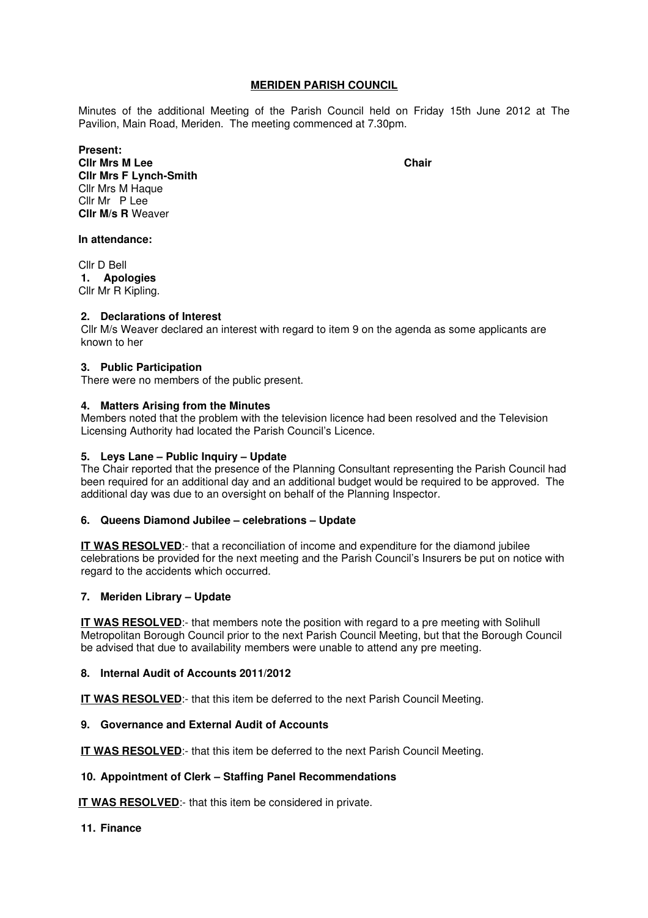**MERIDEN PARISH COUNCIL**

Minutes of the additional Meeting of the Parish Council held on Friday 15th June 2012 at The Pavilion, Main Road, Meriden. The meeting commenced at 7.30pm.

**Present:**
**Cllr Mrs M Lee** **Chair**
**Cllr Mrs F Lynch-Smith**
Cllr Mrs M Haque
Cllr Mr P Lee
**Cllr M/s R** Weaver

**In attendance:**

Cllr D Bell

**1. Apologies**

Cllr Mr R Kipling.

**2. Declarations of Interest**

Cllr M/s Weaver declared an interest with regard to item 9 on the agenda as some applicants are known to her

**3. Public Participation**

There were no members of the public present.

**4. Matters Arising from the Minutes**

Members noted that the problem with the television licence had been resolved and the Television Licensing Authority had located the Parish Council's Licence.

**5. Leys Lane – Public Inquiry – Update**

The Chair reported that the presence of the Planning Consultant representing the Parish Council had been required for an additional day and an additional budget would be required to be approved. The additional day was due to an oversight on behalf of the Planning Inspector.

**6. Queens Diamond Jubilee – celebrations – Update**

**IT WAS RESOLVED**:- that a reconciliation of income and expenditure for the diamond jubilee celebrations be provided for the next meeting and the Parish Council's Insurers be put on notice with regard to the accidents which occurred.

**7. Meriden Library – Update**

**IT WAS RESOLVED**:- that members note the position with regard to a pre meeting with Solihull Metropolitan Borough Council prior to the next Parish Council Meeting, but that the Borough Council be advised that due to availability members were unable to attend any pre meeting.

**8. Internal Audit of Accounts 2011/2012**

**IT WAS RESOLVED**:- that this item be deferred to the next Parish Council Meeting.

**9. Governance and External Audit of Accounts**

**IT WAS RESOLVED**:- that this item be deferred to the next Parish Council Meeting.

**10. Appointment of Clerk – Staffing Panel Recommendations**

**IT WAS RESOLVED**:- that this item be considered in private.

**11. Finance**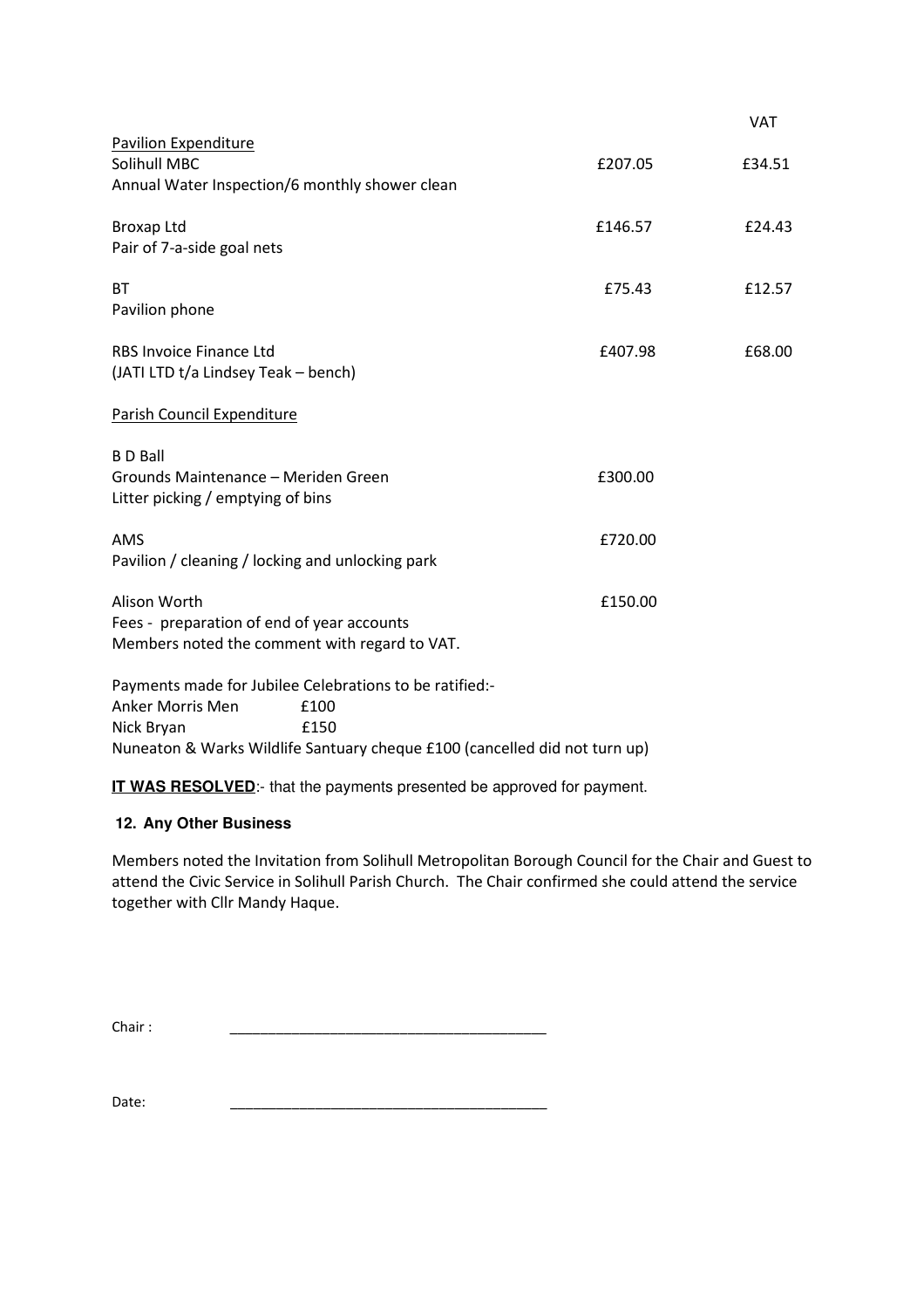| | | VAT |
|---|---|---|
| <u>Pavilion Expenditure</u> | | |
| Solihull MBC<br>Annual Water Inspection/6 monthly shower clean | £207.05 | £34.51 |
| Broxap Ltd<br>Pair of 7-a-side goal nets | £146.57 | £24.43 |
| BT<br>Pavilion phone | £75.43 | £12.57 |
| RBS Invoice Finance Ltd<br>(JATI LTD t/a Lindsey Teak – bench) | £407.98 | £68.00 |
| <u>Parish Council Expenditure</u> | | |
| B D Ball<br>Grounds Maintenance – Meriden Green<br>Litter picking / emptying of bins | £300.00 | |
| AMS<br>Pavilion / cleaning / locking and unlocking park | £720.00 | |
| Alison Worth<br>Fees - preparation of end of year accounts<br>Members noted the comment with regard to VAT. | £150.00 | |

Payments made for Jubilee Celebrations to be ratified:-
Anker Morris Men £100
Nick Bryan £150
Nuneaton & Warks Wildlife Santuary cheque £100 (cancelled did not turn up)

**<u>IT WAS RESOLVED</u>**:- that the payments presented be approved for payment.

## 12. Any Other Business

Members noted the Invitation from Solihull Metropolitan Borough Council for the Chair and Guest to attend the Civic Service in Solihull Parish Church. The Chair confirmed she could attend the service together with Cllr Mandy Haque.

Chair : \_\_\_\_\_\_\_\_\_\_\_\_\_\_\_\_\_\_\_\_\_\_\_\_\_\_\_\_\_\_\_\_\_\_\_\_\_\_\_\_

Date: \_\_\_\_\_\_\_\_\_\_\_\_\_\_\_\_\_\_\_\_\_\_\_\_\_\_\_\_\_\_\_\_\_\_\_\_\_\_\_\_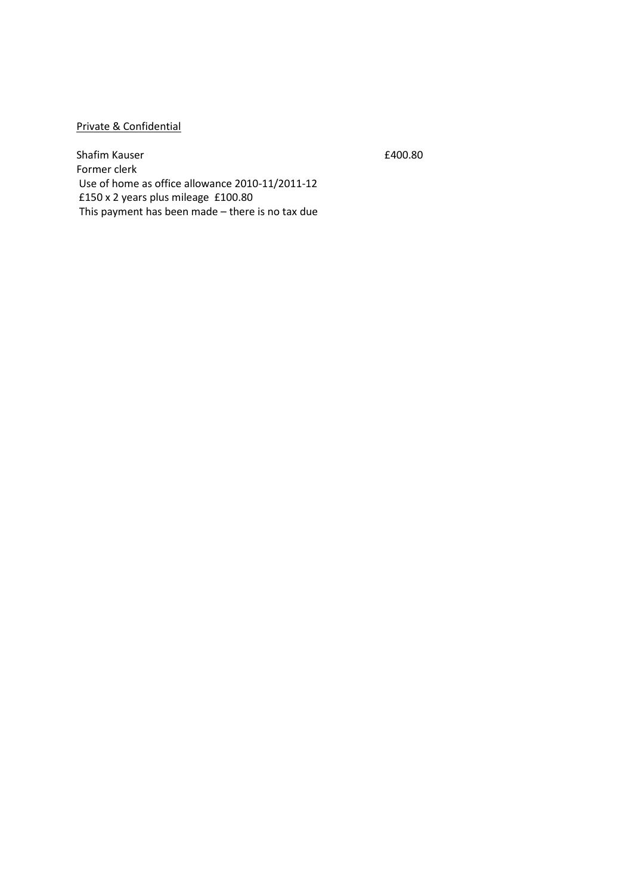<u>Private & Confidential</u>

Shafim Kauser £400.80

Former clerk

Use of home as office allowance 2010-11/2011-12

£150 x 2 years plus mileage £100.80

This payment has been made – there is no tax due